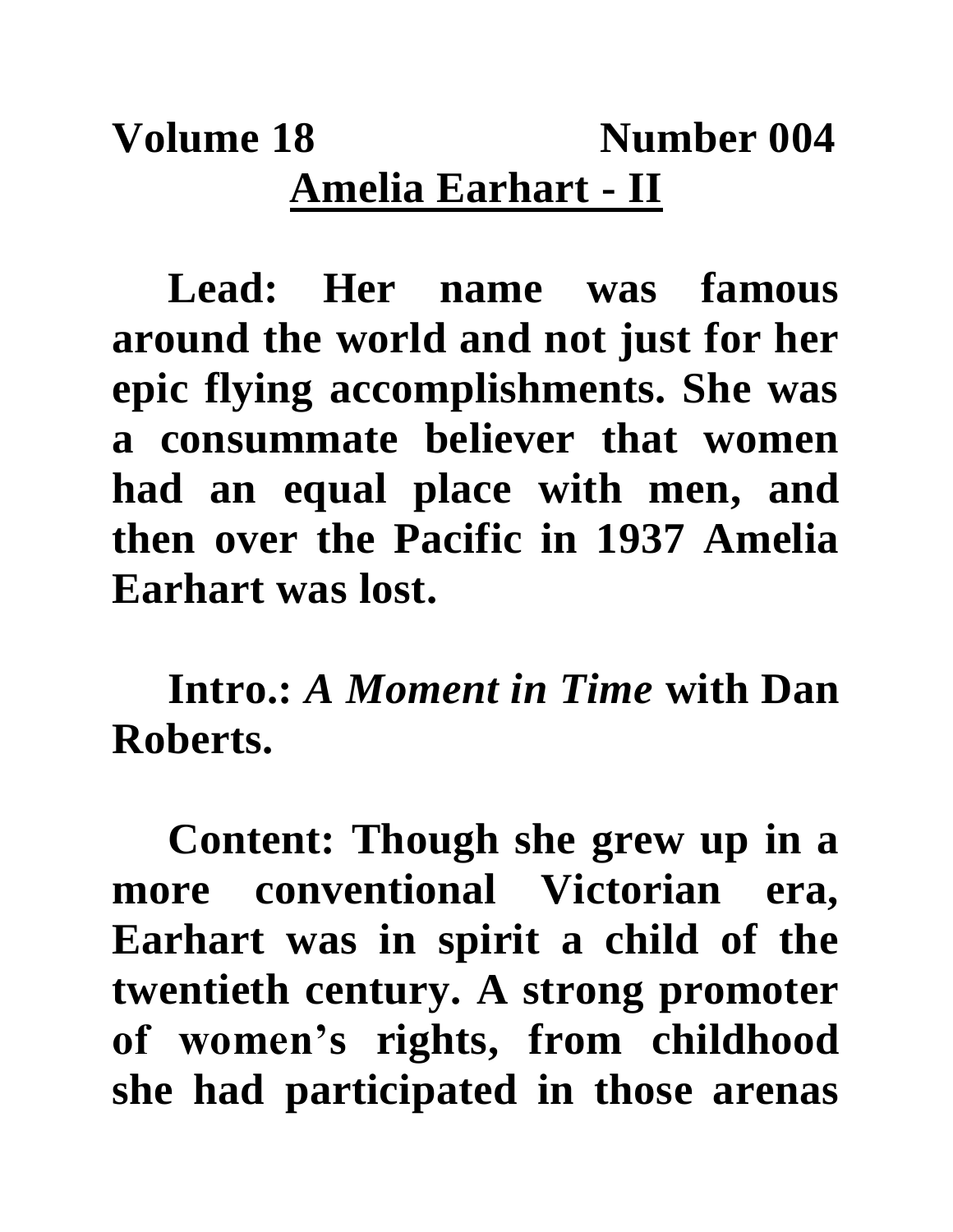**Volume 18 Number 004**

# Amelia Earhart - II

**Lead: Her name was famous around the world and not just for her epic flying accomplishments. She was a consummate believer that women had an equal place with men, and then over the Pacific in 1937 Amelia Earhart was lost.**

**Intro.: *A Moment in Time* with Dan Roberts.**

**Content: Though she grew up in a more conventional Victorian era, Earhart was in spirit a child of the twentieth century. A strong promoter of women's rights, from childhood she had participated in those arenas**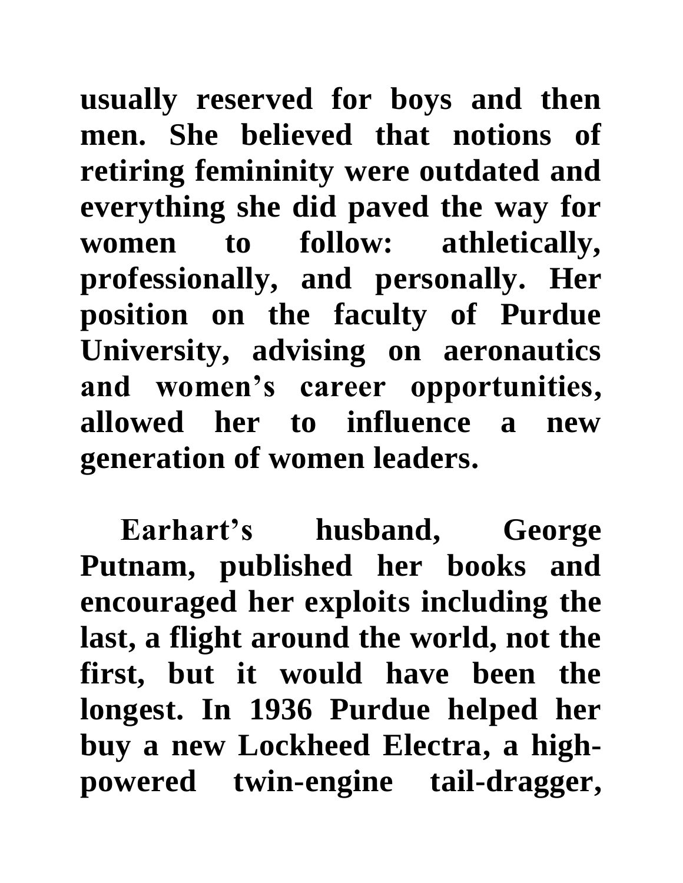**usually reserved for boys and then men. She believed that notions of retiring femininity were outdated and everything she did paved the way for women to follow: athletically, professionally, and personally. Her position on the faculty of Purdue University, advising on aeronautics and women's career opportunities, allowed her to influence a new generation of women leaders.**

**Earhart's husband, George Putnam, published her books and encouraged her exploits including the last, a flight around the world, not the first, but it would have been the longest. In 1936 Purdue helped her buy a new Lockheed Electra, a high-powered twin-engine tail-dragger,**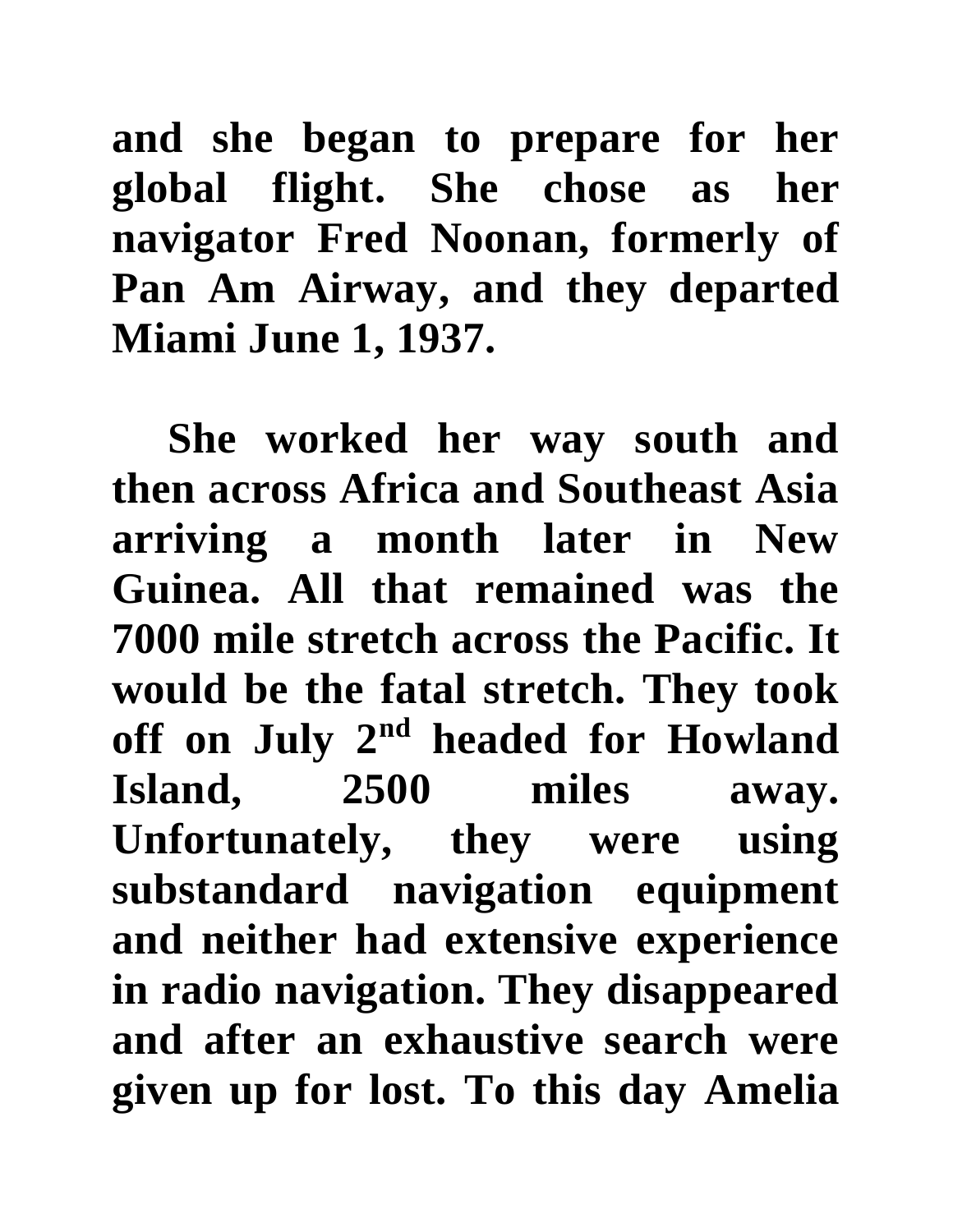**and she began to prepare for her global flight. She chose as her navigator Fred Noonan, formerly of Pan Am Airway, and they departed Miami June 1, 1937.**

**She worked her way south and then across Africa and Southeast Asia arriving a month later in New Guinea. All that remained was the 7000 mile stretch across the Pacific. It would be the fatal stretch. They took off on July 2nd headed for Howland Island, 2500 miles away. Unfortunately, they were using substandard navigation equipment and neither had extensive experience in radio navigation. They disappeared and after an exhaustive search were given up for lost. To this day Amelia**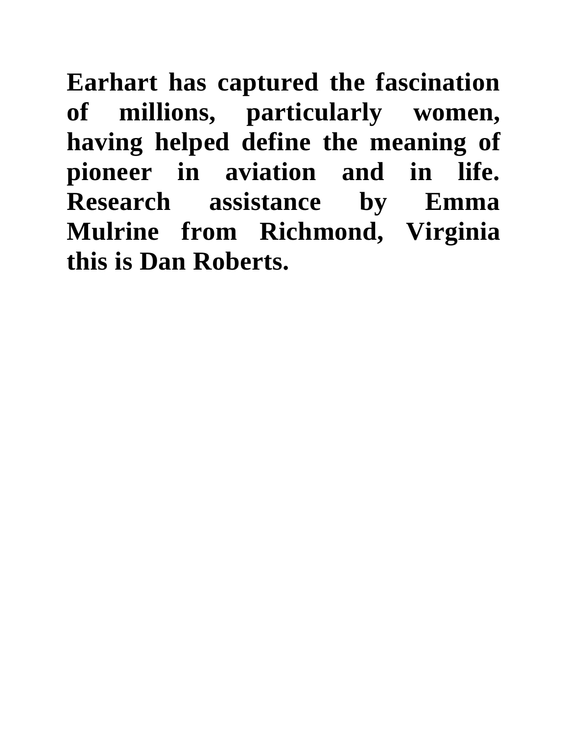**Earhart has captured the fascination of millions, particularly women, having helped define the meaning of pioneer in aviation and in life. Research assistance by Emma Mulrine from Richmond, Virginia this is Dan Roberts.**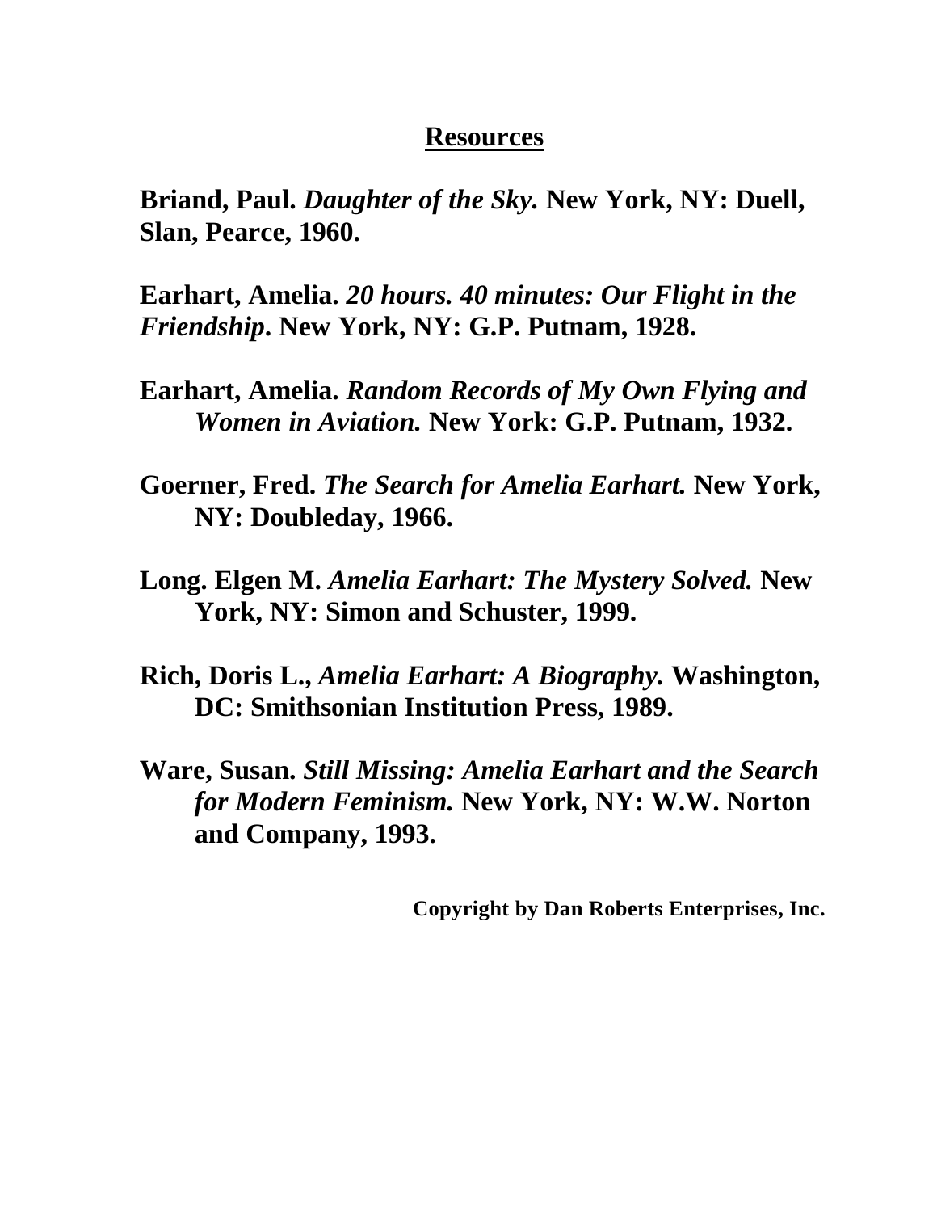## Resources

**Briand, Paul.** ***Daughter of the Sky.*** **New York, NY: Duell, Slan, Pearce, 1960.**

**Earhart, Amelia.** ***20 hours. 40 minutes: Our Flight in the Friendship.*** **New York, NY: G.P. Putnam, 1928.**

**Earhart, Amelia.** ***Random Records of My Own Flying and Women in Aviation.*** **New York: G.P. Putnam, 1932.**

**Goerner, Fred.** ***The Search for Amelia Earhart.*** **New York, NY: Doubleday, 1966.**

**Long. Elgen M.** ***Amelia Earhart: The Mystery Solved.*** **New York, NY: Simon and Schuster, 1999.**

**Rich, Doris L.,** ***Amelia Earhart: A Biography.*** **Washington, DC: Smithsonian Institution Press, 1989.**

**Ware, Susan.** ***Still Missing: Amelia Earhart and the Search for Modern Feminism.*** **New York, NY: W.W. Norton and Company, 1993.**

**Copyright by Dan Roberts Enterprises, Inc.**